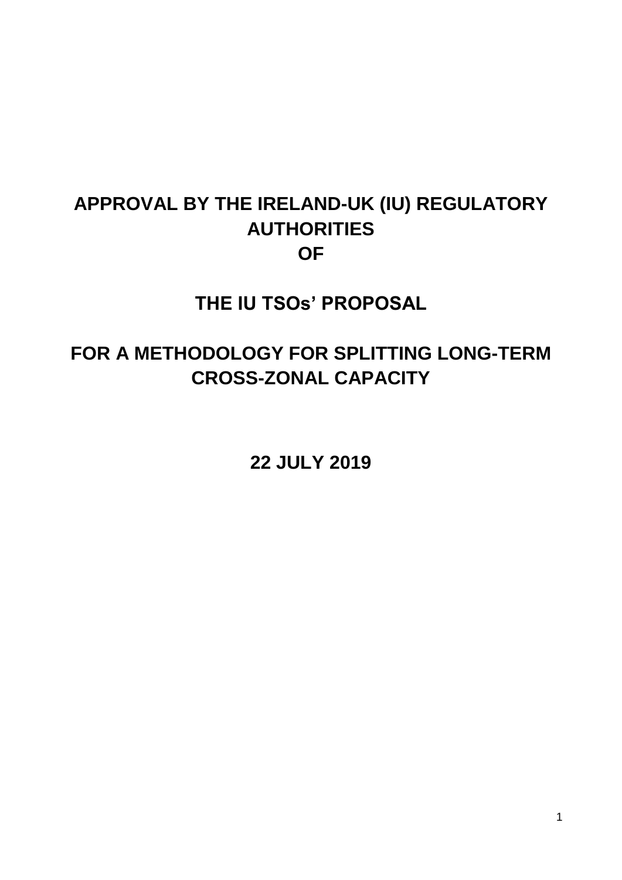# APPROVAL BY THE IRELAND-UK (IU) REGULATORY AUTHORITIES OF

# THE IU TSOs' PROPOSAL

# FOR A METHODOLOGY FOR SPLITTING LONG-TERM CROSS-ZONAL CAPACITY

**22 JULY 2019**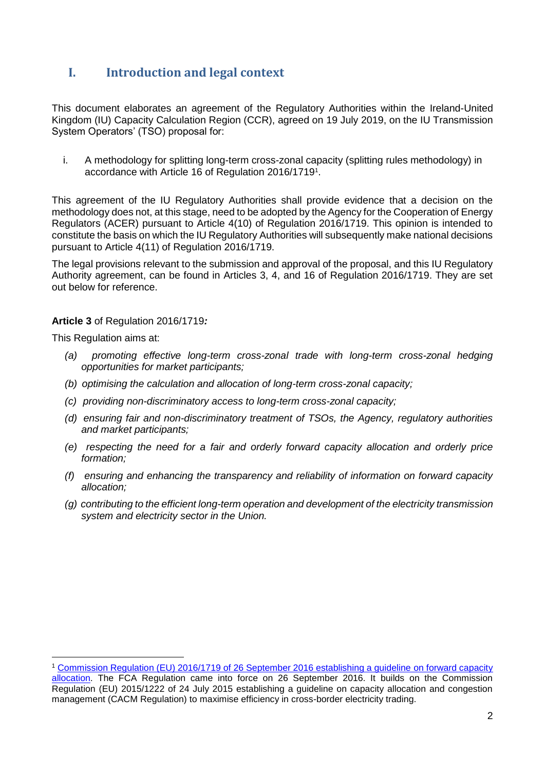## I. Introduction and legal context

This document elaborates an agreement of the Regulatory Authorities within the Ireland-United Kingdom (IU) Capacity Calculation Region (CCR), agreed on 19 July 2019, on the IU Transmission System Operators' (TSO) proposal for:

i. A methodology for splitting long-term cross-zonal capacity (splitting rules methodology) in accordance with Article 16 of Regulation 2016/1719[1].

This agreement of the IU Regulatory Authorities shall provide evidence that a decision on the methodology does not, at this stage, need to be adopted by the Agency for the Cooperation of Energy Regulators (ACER) pursuant to Article 4(10) of Regulation 2016/1719. This opinion is intended to constitute the basis on which the IU Regulatory Authorities will subsequently make national decisions pursuant to Article 4(11) of Regulation 2016/1719.

The legal provisions relevant to the submission and approval of the proposal, and this IU Regulatory Authority agreement, can be found in Articles 3, 4, and 16 of Regulation 2016/1719. They are set out below for reference.

**Article 3** of Regulation 2016/1719***:***

This Regulation aims at:

*(a) promoting effective long-term cross-zonal trade with long-term cross-zonal hedging opportunities for market participants;*

*(b) optimising the calculation and allocation of long-term cross-zonal capacity;*

*(c) providing non-discriminatory access to long-term cross-zonal capacity;*

*(d) ensuring fair and non-discriminatory treatment of TSOs, the Agency, regulatory authorities and market participants;*

*(e) respecting the need for a fair and orderly forward capacity allocation and orderly price formation;*

*(f) ensuring and enhancing the transparency and reliability of information on forward capacity allocation;*

*(g) contributing to the efficient long-term operation and development of the electricity transmission system and electricity sector in the Union.*

---

[1] Commission Regulation (EU) 2016/1719 of 26 September 2016 establishing a guideline on forward capacity allocation. The FCA Regulation came into force on 26 September 2016. It builds on the Commission Regulation (EU) 2015/1222 of 24 July 2015 establishing a guideline on capacity allocation and congestion management (CACM Regulation) to maximise efficiency in cross-border electricity trading.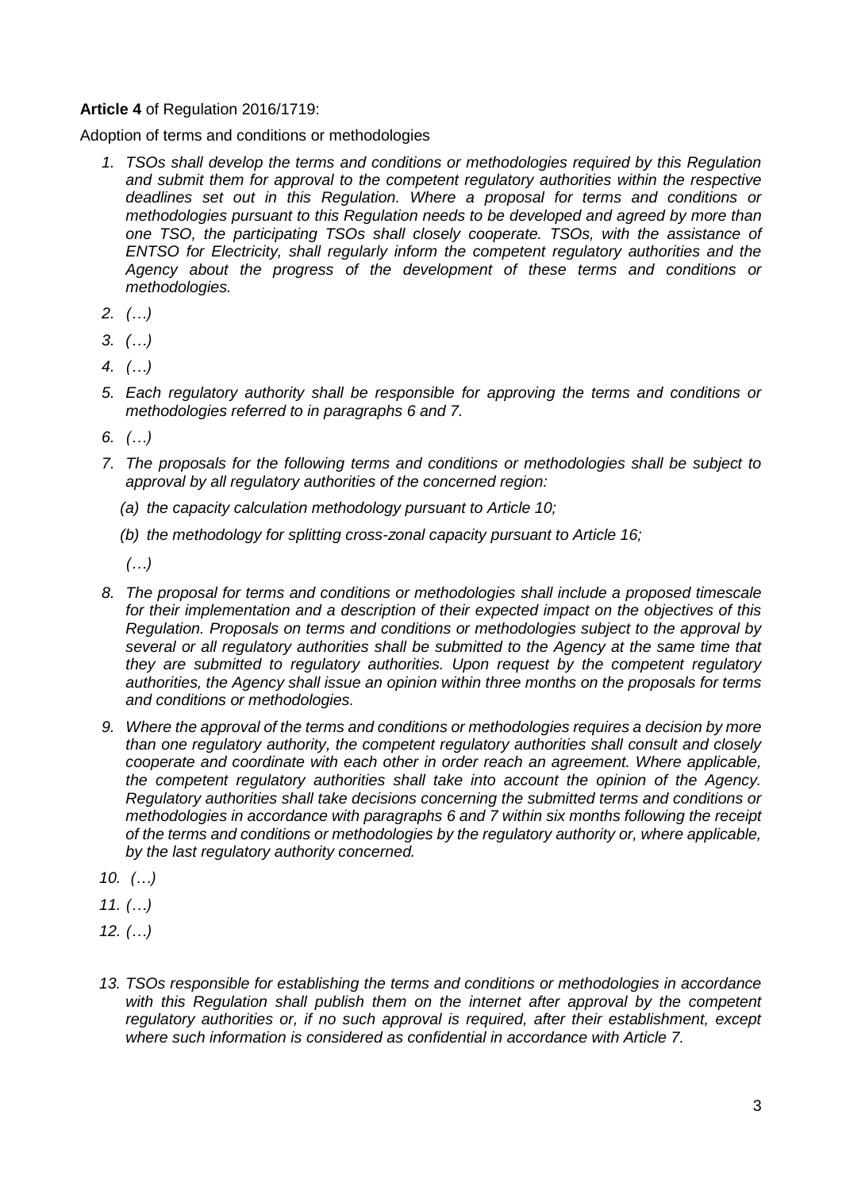**Article 4** of Regulation 2016/1719:

Adoption of terms and conditions or methodologies

1. *TSOs shall develop the terms and conditions or methodologies required by this Regulation and submit them for approval to the competent regulatory authorities within the respective deadlines set out in this Regulation. Where a proposal for terms and conditions or methodologies pursuant to this Regulation needs to be developed and agreed by more than one TSO, the participating TSOs shall closely cooperate. TSOs, with the assistance of ENTSO for Electricity, shall regularly inform the competent regulatory authorities and the Agency about the progress of the development of these terms and conditions or methodologies.*
2. *(…)*
3. *(…)*
4. *(…)*
5. *Each regulatory authority shall be responsible for approving the terms and conditions or methodologies referred to in paragraphs 6 and 7.*
6. *(…)*
7. *The proposals for the following terms and conditions or methodologies shall be subject to approval by all regulatory authorities of the concerned region:*
   *(a) the capacity calculation methodology pursuant to Article 10;*
   *(b) the methodology for splitting cross-zonal capacity pursuant to Article 16;*
   *(…)*
8. *The proposal for terms and conditions or methodologies shall include a proposed timescale for their implementation and a description of their expected impact on the objectives of this Regulation. Proposals on terms and conditions or methodologies subject to the approval by several or all regulatory authorities shall be submitted to the Agency at the same time that they are submitted to regulatory authorities. Upon request by the competent regulatory authorities, the Agency shall issue an opinion within three months on the proposals for terms and conditions or methodologies.*
9. *Where the approval of the terms and conditions or methodologies requires a decision by more than one regulatory authority, the competent regulatory authorities shall consult and closely cooperate and coordinate with each other in order reach an agreement. Where applicable, the competent regulatory authorities shall take into account the opinion of the Agency. Regulatory authorities shall take decisions concerning the submitted terms and conditions or methodologies in accordance with paragraphs 6 and 7 within six months following the receipt of the terms and conditions or methodologies by the regulatory authority or, where applicable, by the last regulatory authority concerned.*
10. *(…)*
11. *(…)*
12. *(…)*
13. *TSOs responsible for establishing the terms and conditions or methodologies in accordance with this Regulation shall publish them on the internet after approval by the competent regulatory authorities or, if no such approval is required, after their establishment, except where such information is considered as confidential in accordance with Article 7.*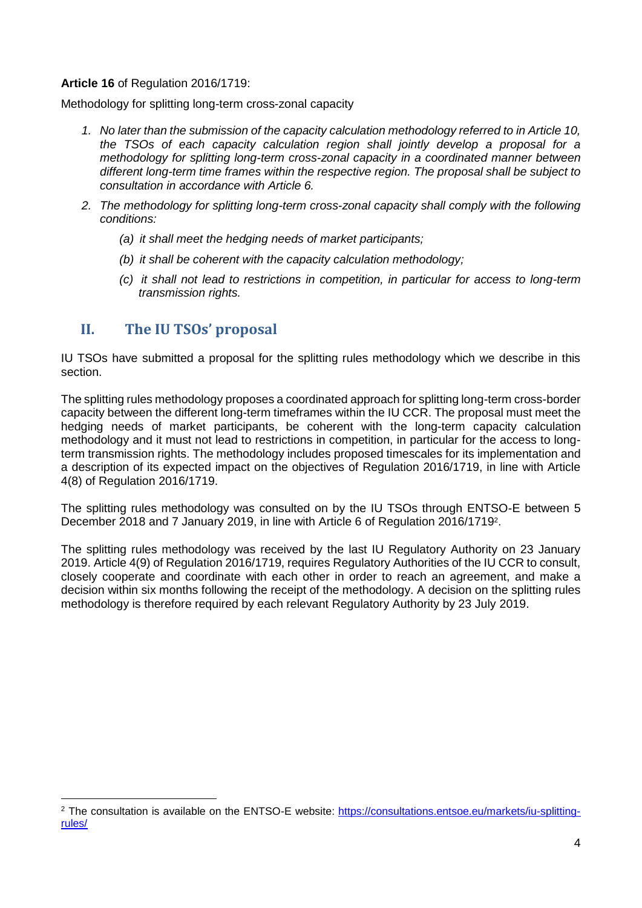**Article 16** of Regulation 2016/1719:

Methodology for splitting long-term cross-zonal capacity

1. *No later than the submission of the capacity calculation methodology referred to in Article 10, the TSOs of each capacity calculation region shall jointly develop a proposal for a methodology for splitting long-term cross-zonal capacity in a coordinated manner between different long-term time frames within the respective region. The proposal shall be subject to consultation in accordance with Article 6.*
2. *The methodology for splitting long-term cross-zonal capacity shall comply with the following conditions:*
   - *(a) it shall meet the hedging needs of market participants;*
   - *(b) it shall be coherent with the capacity calculation methodology;*
   - *(c) it shall not lead to restrictions in competition, in particular for access to long-term transmission rights.*

## II. The IU TSOs' proposal

IU TSOs have submitted a proposal for the splitting rules methodology which we describe in this section.

The splitting rules methodology proposes a coordinated approach for splitting long-term cross-border capacity between the different long-term timeframes within the IU CCR. The proposal must meet the hedging needs of market participants, be coherent with the long-term capacity calculation methodology and it must not lead to restrictions in competition, in particular for the access to long-term transmission rights. The methodology includes proposed timescales for its implementation and a description of its expected impact on the objectives of Regulation 2016/1719, in line with Article 4(8) of Regulation 2016/1719.

The splitting rules methodology was consulted on by the IU TSOs through ENTSO-E between 5 December 2018 and 7 January 2019, in line with Article 6 of Regulation 2016/1719[2].

The splitting rules methodology was received by the last IU Regulatory Authority on 23 January 2019. Article 4(9) of Regulation 2016/1719, requires Regulatory Authorities of the IU CCR to consult, closely cooperate and coordinate with each other in order to reach an agreement, and make a decision within six months following the receipt of the methodology. A decision on the splitting rules methodology is therefore required by each relevant Regulatory Authority by 23 July 2019.

[2] The consultation is available on the ENTSO-E website: https://consultations.entsoe.eu/markets/iu-splitting-rules/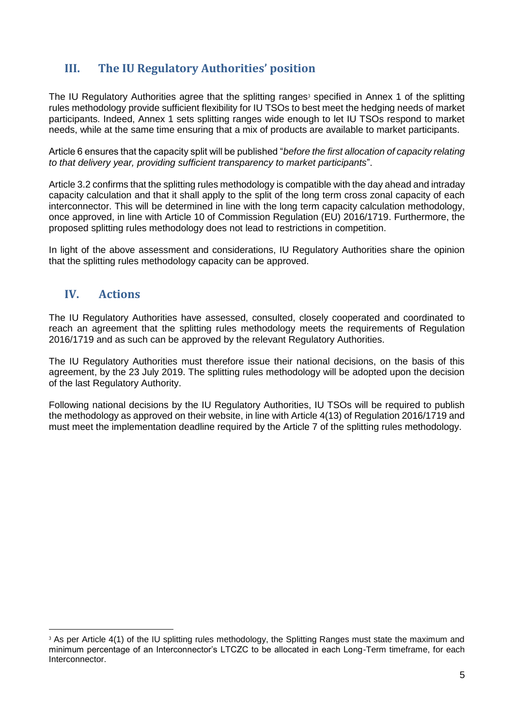## III. The IU Regulatory Authorities' position

The IU Regulatory Authorities agree that the splitting ranges[3] specified in Annex 1 of the splitting rules methodology provide sufficient flexibility for IU TSOs to best meet the hedging needs of market participants. Indeed, Annex 1 sets splitting ranges wide enough to let IU TSOs respond to market needs, while at the same time ensuring that a mix of products are available to market participants.

Article 6 ensures that the capacity split will be published "*before the first allocation of capacity relating to that delivery year, providing sufficient transparency to market participants*".

Article 3.2 confirms that the splitting rules methodology is compatible with the day ahead and intraday capacity calculation and that it shall apply to the split of the long term cross zonal capacity of each interconnector. This will be determined in line with the long term capacity calculation methodology, once approved, in line with Article 10 of Commission Regulation (EU) 2016/1719. Furthermore, the proposed splitting rules methodology does not lead to restrictions in competition.

In light of the above assessment and considerations, IU Regulatory Authorities share the opinion that the splitting rules methodology capacity can be approved.

## IV. Actions

The IU Regulatory Authorities have assessed, consulted, closely cooperated and coordinated to reach an agreement that the splitting rules methodology meets the requirements of Regulation 2016/1719 and as such can be approved by the relevant Regulatory Authorities.

The IU Regulatory Authorities must therefore issue their national decisions, on the basis of this agreement, by the 23 July 2019. The splitting rules methodology will be adopted upon the decision of the last Regulatory Authority.

Following national decisions by the IU Regulatory Authorities, IU TSOs will be required to publish the methodology as approved on their website, in line with Article 4(13) of Regulation 2016/1719 and must meet the implementation deadline required by the Article 7 of the splitting rules methodology.

---

[3] As per Article 4(1) of the IU splitting rules methodology, the Splitting Ranges must state the maximum and minimum percentage of an Interconnector's LTCZC to be allocated in each Long-Term timeframe, for each Interconnector.